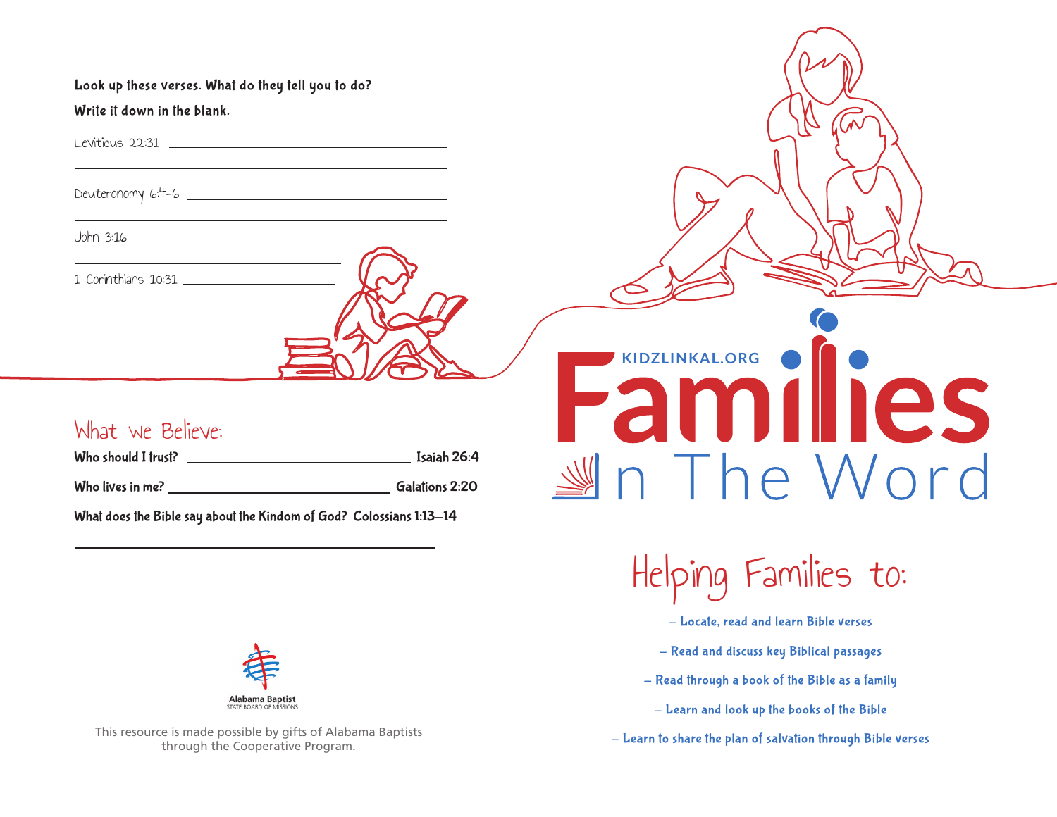**Look up these verses. What do they tell you to do?**

**Write it down in the blank.**

Leviticus 22:31 ______________________________

______________________________

Deuteronomy 6:4–6 ______________________________

______________________________

John 3:16 ______________________________

______________________________

1 Corinthians 10:31 ______________________________

______________________________

## What we Believe:

**Who should I trust?** ______________________________ **Isaiah 26:4**

**Who lives in me?** ______________________________ **Galations 2:20**

**What does the Bible say about the Kindom of God? Colossians 1:13–14**

______________________________

Alabama Baptist
STATE BOARD OF MISSIONS

This resource is made possible by gifts of Alabama Baptists through the Cooperative Program.

KIDZLINKAL.ORG

# Families In The Word

## Helping Families to:

- Locate, read and learn Bible verses
- Read and discuss key Biblical passages
- Read through a book of the Bible as a family
- Learn and look up the books of the Bible
- Learn to share the plan of salvation through Bible verses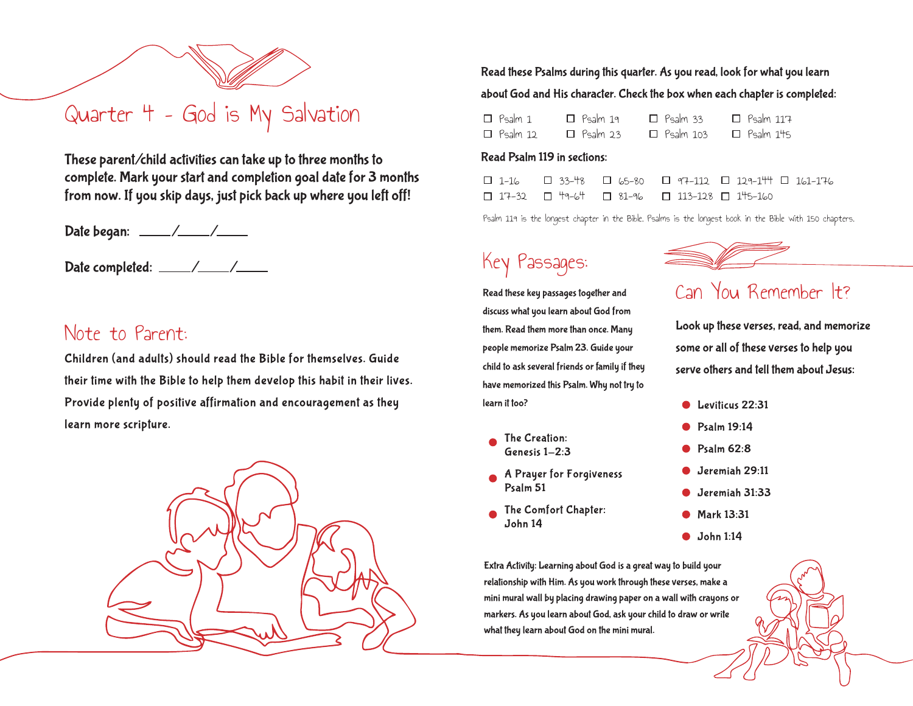# Quarter 4 - God is My Salvation

**These parent/child activities can take up to three months to complete. Mark your start and completion goal date for 3 months from now. If you skip days, just pick back up where you left off!**

**Date began:** ____/____/____

**Date completed:** ____/____/____

## Note to Parent:

**Children (and adults) should read the Bible for themselves. Guide their time with the Bible to help them develop this habit in their lives. Provide plenty of positive affirmation and encouragement as they learn more scripture.**

**Read these Psalms during this quarter. As you read, look for what you learn about God and His character. Check the box when each chapter is completed:**

- ☐ Psalm 1
- ☐ Psalm 12
- ☐ Psalm 19
- ☐ Psalm 23
- ☐ Psalm 33
- ☐ Psalm 103
- ☐ Psalm 117
- ☐ Psalm 145

**Read Psalm 119 in sections:**

- ☐ 1–16
- ☐ 17–32
- ☐ 33–48
- ☐ 49–64
- ☐ 65–80
- ☐ 81–96
- ☐ 97–112
- ☐ 113–128
- ☐ 129–144
- ☐ 145–160
- ☐ 161–176

Psalm 119 is the longest chapter in the Bible. Psalms is the longest book in the Bible with 150 chapters.

## Key Passages:

**Read these key passages together and discuss what you learn about God from them. Read them more than once. Many people memorize Psalm 23. Guide your child to ask several friends or family if they have memorized this Psalm. Why not try to learn it too?**

- **The Creation:** **Genesis 1–2:3**
- **A Prayer for Forgiveness** **Psalm 51**
- **The Comfort Chapter:** **John 14**

## Can You Remember It?

**Look up these verses, read, and memorize some or all of these verses to help you serve others and tell them about Jesus:**

- **Leviticus 22:31**
- **Psalm 19:14**
- **Psalm 62:8**
- **Jeremiah 29:11**
- **Jeremiah 31:33**
- **Mark 13:31**
- **John 1:14**

**Extra Activity: Learning about God is a great way to build your relationship with Him. As you work through these verses, make a mini mural wall by placing drawing paper on a wall with crayons or markers. As you learn about God, ask your child to draw or write what they learn about God on the mini mural.**